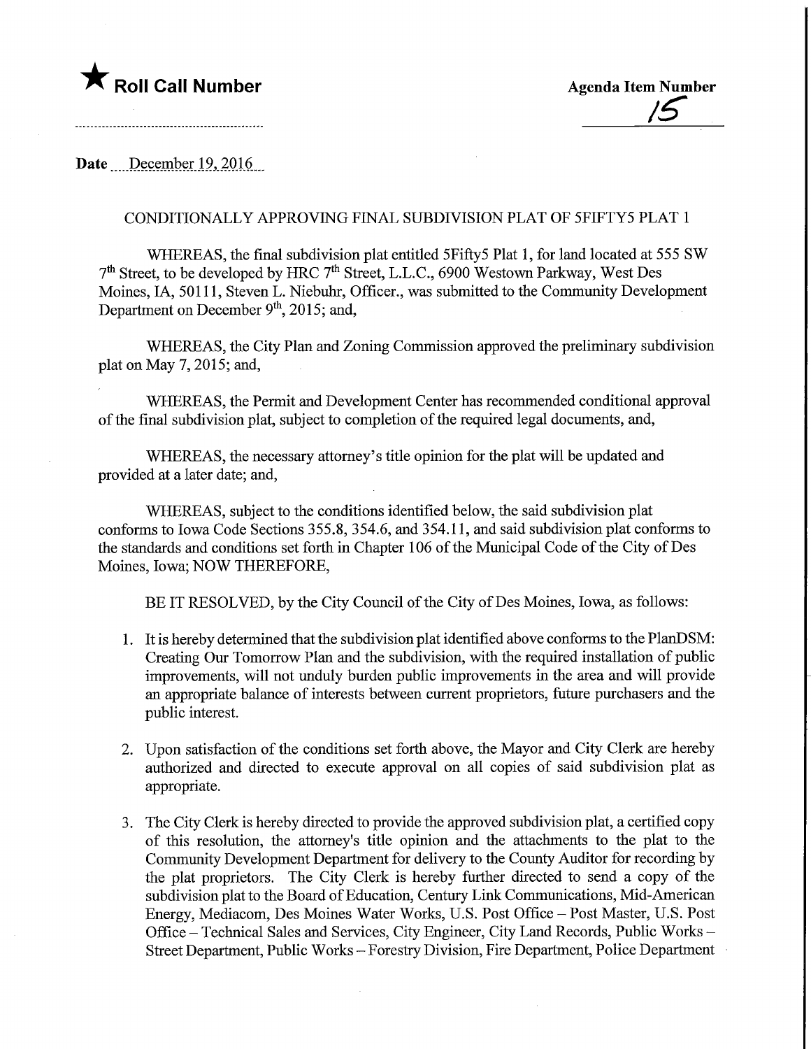★ **Roll Call Number**

**Agenda Item Number**
15

**Date** December 19, 2016

CONDITIONALLY APPROVING FINAL SUBDIVISION PLAT OF 5FIFTY5 PLAT 1

WHEREAS, the final subdivision plat entitled 5Fifty5 Plat 1, for land located at 555 SW 7th Street, to be developed by HRC 7th Street, L.L.C., 6900 Westown Parkway, West Des Moines, IA, 50111, Steven L. Niebuhr, Officer., was submitted to the Community Development Department on December 9th, 2015; and,

WHEREAS, the City Plan and Zoning Commission approved the preliminary subdivision plat on May 7, 2015; and,

WHEREAS, the Permit and Development Center has recommended conditional approval of the final subdivision plat, subject to completion of the required legal documents, and,

WHEREAS, the necessary attorney's title opinion for the plat will be updated and provided at a later date; and,

WHEREAS, subject to the conditions identified below, the said subdivision plat conforms to Iowa Code Sections 355.8, 354.6, and 354.11, and said subdivision plat conforms to the standards and conditions set forth in Chapter 106 of the Municipal Code of the City of Des Moines, Iowa; NOW THEREFORE,

BE IT RESOLVED, by the City Council of the City of Des Moines, Iowa, as follows:

1. It is hereby determined that the subdivision plat identified above conforms to the PlanDSM: Creating Our Tomorrow Plan and the subdivision, with the required installation of public improvements, will not unduly burden public improvements in the area and will provide an appropriate balance of interests between current proprietors, future purchasers and the public interest.

2. Upon satisfaction of the conditions set forth above, the Mayor and City Clerk are hereby authorized and directed to execute approval on all copies of said subdivision plat as appropriate.

3. The City Clerk is hereby directed to provide the approved subdivision plat, a certified copy of this resolution, the attorney's title opinion and the attachments to the plat to the Community Development Department for delivery to the County Auditor for recording by the plat proprietors. The City Clerk is hereby further directed to send a copy of the subdivision plat to the Board of Education, Century Link Communications, Mid-American Energy, Mediacom, Des Moines Water Works, U.S. Post Office – Post Master, U.S. Post Office – Technical Sales and Services, City Engineer, City Land Records, Public Works – Street Department, Public Works – Forestry Division, Fire Department, Police Department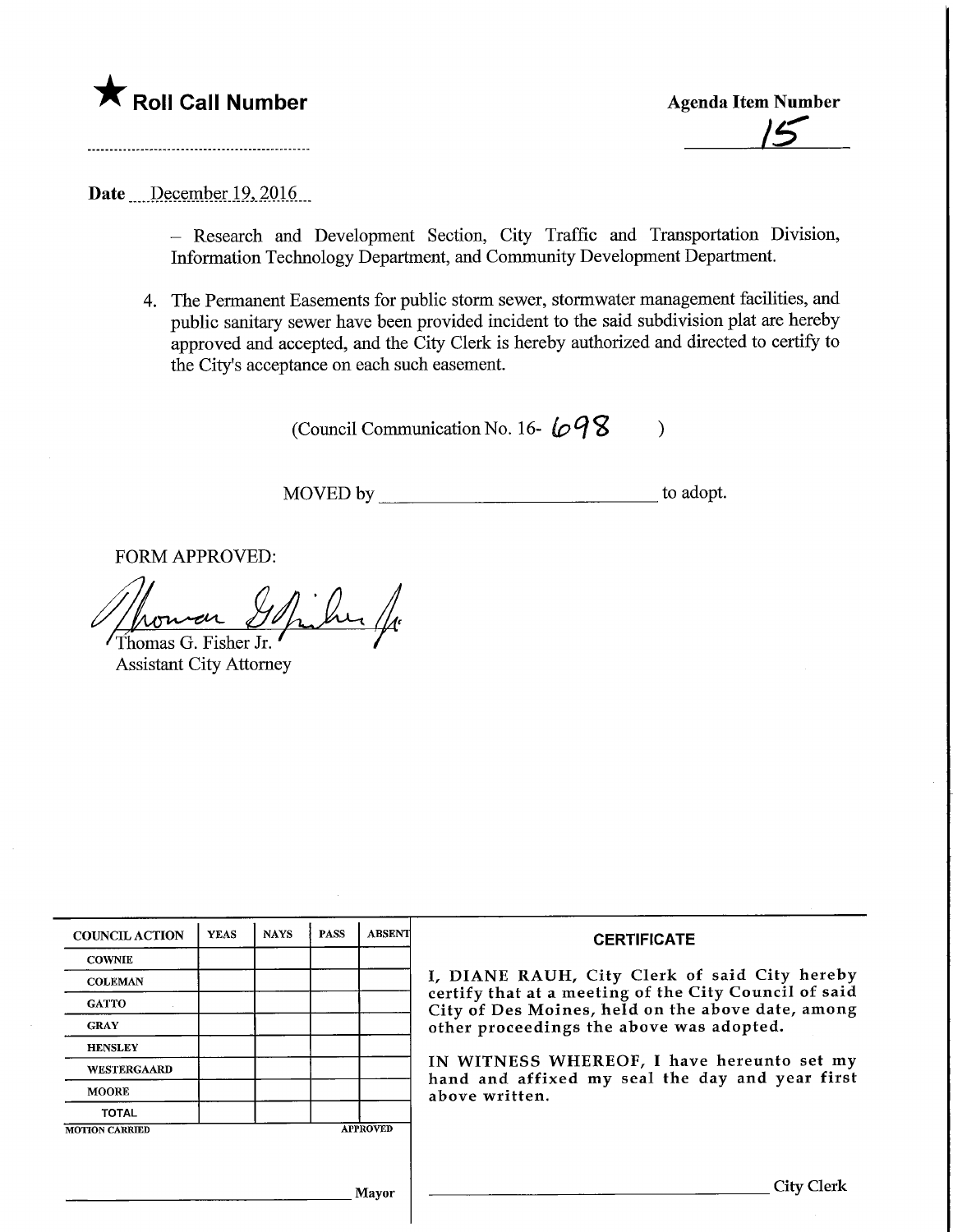★ **Roll Call Number**

.....................................................

**Agenda Item Number**

15

**Date** December 19, 2016

– Research and Development Section, City Traffic and Transportation Division, Information Technology Department, and Community Development Department.

4. The Permanent Easements for public storm sewer, stormwater management facilities, and public sanitary sewer have been provided incident to the said subdivision plat are hereby approved and accepted, and the City Clerk is hereby authorized and directed to certify to the City's acceptance on each such easement.

(Council Communication No. 16- 698 )

MOVED by ______________________________ to adopt.

FORM APPROVED:

Thomas G. Fisher Jr.
Assistant City Attorney

| COUNCIL ACTION | YEAS | NAYS | PASS | ABSENT |
| --- | --- | --- | --- | --- |
| COWNIE | | | | |
| COLEMAN | | | | |
| GATTO | | | | |
| GRAY | | | | |
| HENSLEY | | | | |
| WESTERGAARD | | | | |
| MOORE | | | | |
| TOTAL | | | | |

MOTION CARRIED APPROVED

______________________________ Mayor

**CERTIFICATE**

I, DIANE RAUH, City Clerk of said City hereby certify that at a meeting of the City Council of said City of Des Moines, held on the above date, among other proceedings the above was adopted.

IN WITNESS WHEREOF, I have hereunto set my hand and affixed my seal the day and year first above written.

______________________________ City Clerk